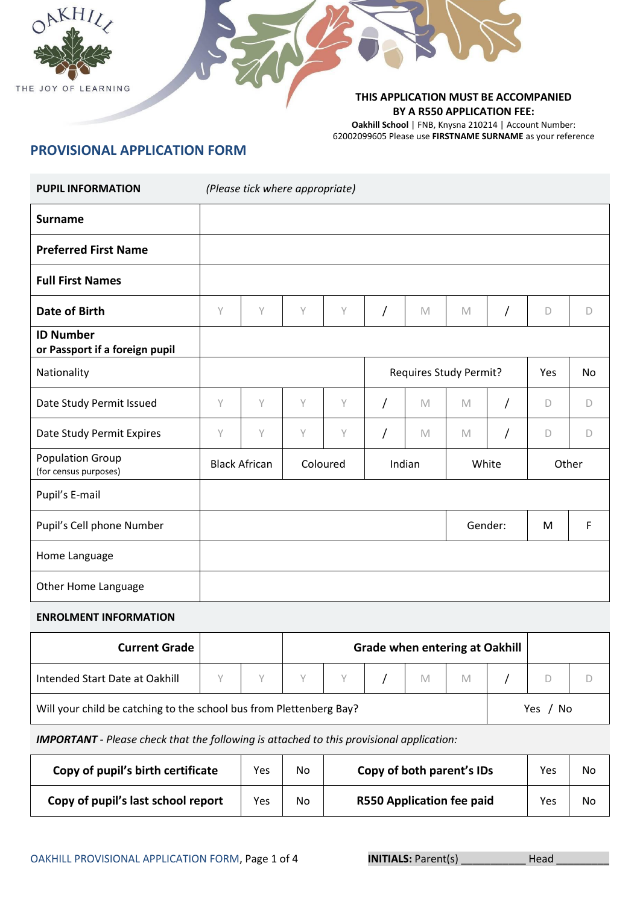OAKHILL

THE JOY OF LEARNING

**THIS APPLICATION MUST BE ACCOMPANIED BY A R550 APPLICATION FEE:**

**Oakhill School** | FNB, Knysna 210214 | Account Number: 62002099605 Please use **FIRSTNAME SURNAME** as your reference

## PROVISIONAL APPLICATION FORM

| **PUPIL INFORMATION** | *(Please tick where appropriate)* | | | | | | | | | |
|---|---|---|---|---|---|---|---|---|---|---|
| **Surname** | | | | | | | | | | |
| **Preferred First Name** | | | | | | | | | | |
| **Full First Names** | | | | | | | | | | |
| **Date of Birth** | Y | Y | Y | Y | / | M | M | / | D | D |
| **ID Number or Passport if a foreign pupil** | | | | | | | | | | |
| Nationality | | | | | Requires Study Permit? | | | | Yes | No |
| Date Study Permit Issued | Y | Y | Y | Y | / | M | M | / | D | D |
| Date Study Permit Expires | Y | Y | Y | Y | / | M | M | / | D | D |
| Population Group (for census purposes) | Black African | | Coloured | | Indian | | White | | Other | |
| Pupil's E-mail | | | | | | | | | | |
| Pupil's Cell phone Number | | | | | | | Gender: | | M | F |
| Home Language | | | | | | | | | | |
| Other Home Language | | | | | | | | | | |

| **ENROLMENT INFORMATION** | | | | | | | | | | |
|---|---|---|---|---|---|---|---|---|---|---|
| **Current Grade** | | | **Grade when entering at Oakhill** | | | | | | | |
| Intended Start Date at Oakhill | Y | Y | Y | Y | / | M | M | / | D | D |
| Will your child be catching to the school bus from Plettenberg Bay? | | | | | | | | | Yes / No | |

***IMPORTANT*** *- Please check that the following is attached to this provisional application:*

| | | | | | |
|---|---|---|---|---|---|
| **Copy of pupil's birth certificate** | Yes | No | **Copy of both parent's IDs** | Yes | No |
| **Copy of pupil's last school report** | Yes | No | **R550 Application fee paid** | Yes | No |

**INITIALS:** Parent(s) ___________ Head _________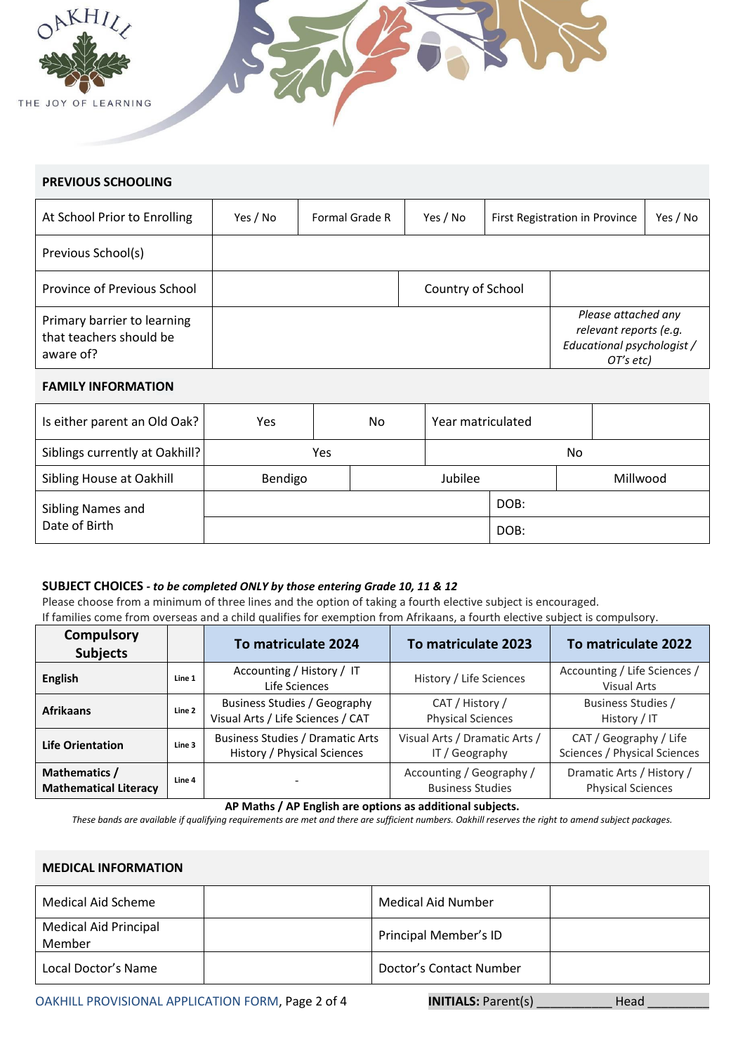OAKHILL
THE JOY OF LEARNING

## PREVIOUS SCHOOLING

| At School Prior to Enrolling | Yes / No | Formal Grade R | Yes / No | First Registration in Province | Yes / No |
|---|---|---|---|---|---|
| Previous School(s) | | | | | |
| Province of Previous School | | Country of School | | | |
| Primary barrier to learning that teachers should be aware of? | | | | *Please attached any relevant reports (e.g. Educational psychologist / OT's etc)* | |

## FAMILY INFORMATION

| Is either parent an Old Oak? | Yes | No | Year matriculated | |
|---|---|---|---|---|
| Siblings currently at Oakhill? | Yes | | No | |
| Sibling House at Oakhill | Bendigo | Jubilee | Millwood | |
| Sibling Names and Date of Birth | | | DOB: | |
| | | | DOB: | |

## SUBJECT CHOICES - *to be completed ONLY by those entering Grade 10, 11 & 12*

Please choose from a minimum of three lines and the option of taking a fourth elective subject is encouraged.
If families come from overseas and a child qualifies for exemption from Afrikaans, a fourth elective subject is compulsory.

| Compulsory Subjects | | To matriculate 2024 | To matriculate 2023 | To matriculate 2022 |
|---|---|---|---|---|
| **English** | Line 1 | Accounting / History / IT Life Sciences | History / Life Sciences | Accounting / Life Sciences / Visual Arts |
| **Afrikaans** | Line 2 | Business Studies / Geography Visual Arts / Life Sciences / CAT | CAT / History / Physical Sciences | Business Studies / History / IT |
| **Life Orientation** | Line 3 | Business Studies / Dramatic Arts History / Physical Sciences | Visual Arts / Dramatic Arts / IT / Geography | CAT / Geography / Life Sciences / Physical Sciences |
| **Mathematics / Mathematical Literacy** | Line 4 | - | Accounting / Geography / Business Studies | Dramatic Arts / History / Physical Sciences |

**AP Maths / AP English are options as additional subjects.**

*These bands are available if qualifying requirements are met and there are sufficient numbers. Oakhill reserves the right to amend subject packages.*

## MEDICAL INFORMATION

| Medical Aid Scheme | | Medical Aid Number | |
|---|---|---|---|
| Medical Aid Principal Member | | Principal Member's ID | |
| Local Doctor's Name | | Doctor's Contact Number | |

OAKHILL PROVISIONAL APPLICATION FORM

**INITIALS:** Parent(s) ___________ Head __________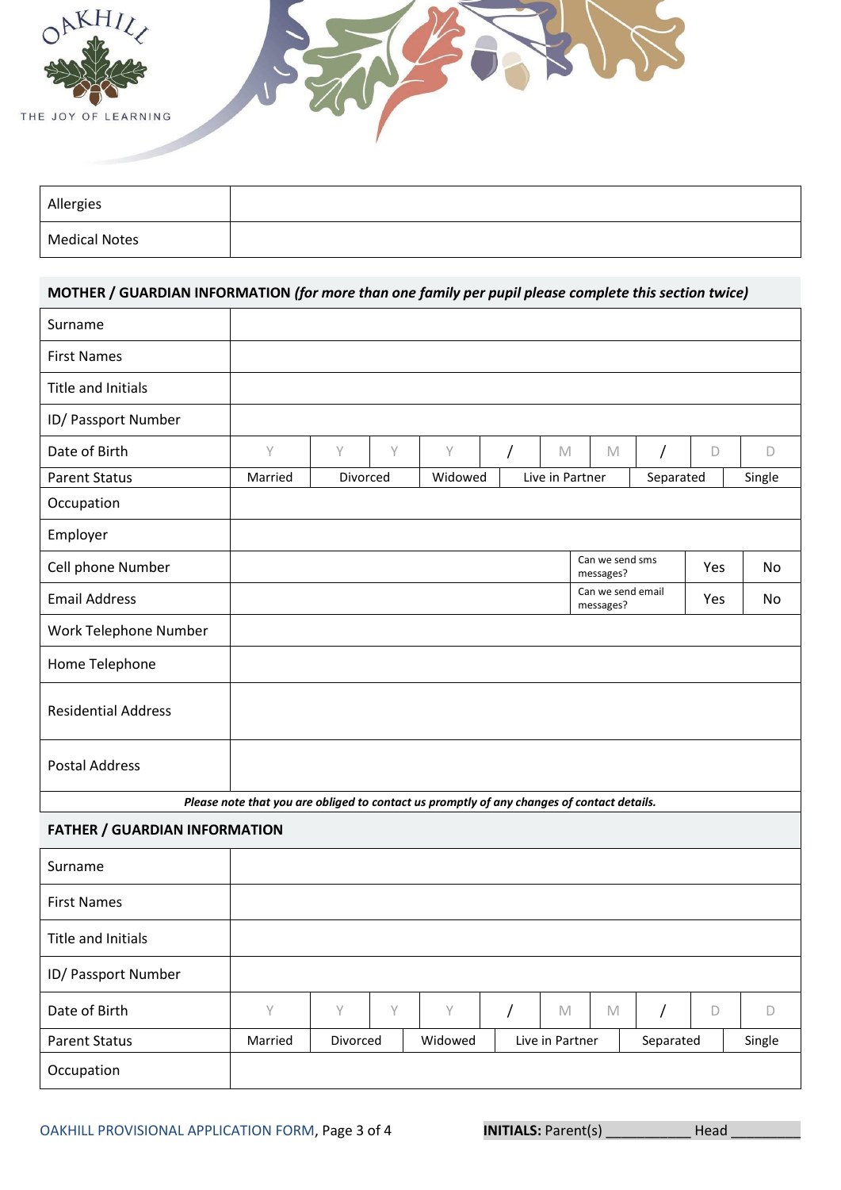| | |
|---|---|
| Allergies | |
| Medical Notes | |

## MOTHER / GUARDIAN INFORMATION *(for more than one family per pupil please complete this section twice)*

| | | | | | | | | | | | |
|---|---|---|---|---|---|---|---|---|---|---|---|
| Surname | | | | | | | | | | | |
| First Names | | | | | | | | | | | |
| Title and Initials | | | | | | | | | | | |
| ID/ Passport Number | | | | | | | | | | | |
| Date of Birth | Y | Y | Y | Y | / | M | M | / | D | D | |
| Parent Status | Married | Divorced | Widowed | Live in Partner | Separated | Single | | | | | |
| Occupation | | | | | | | | | | | |
| Employer | | | | | | | | | | | |
| Cell phone Number | | Can we send sms messages? | Yes | No | | | | | | | |
| Email Address | | Can we send email messages? | Yes | No | | | | | | | |
| Work Telephone Number | | | | | | | | | | | |
| Home Telephone | | | | | | | | | | | |
| Residential Address | | | | | | | | | | | |
| Postal Address | | | | | | | | | | | |

***Please note that you are obliged to contact us promptly of any changes of contact details.***

## FATHER / GUARDIAN INFORMATION

| | | | | | | | | | | |
|---|---|---|---|---|---|---|---|---|---|---|
| Surname | | | | | | | | | | |
| First Names | | | | | | | | | | |
| Title and Initials | | | | | | | | | | |
| ID/ Passport Number | | | | | | | | | | |
| Date of Birth | Y | Y | Y | Y | / | M | M | / | D | D |
| Parent Status | Married | Divorced | Widowed | Live in Partner | Separated | Single | | | | |
| Occupation | | | | | | | | | | |

**INITIALS:** Parent(s) __________ Head _________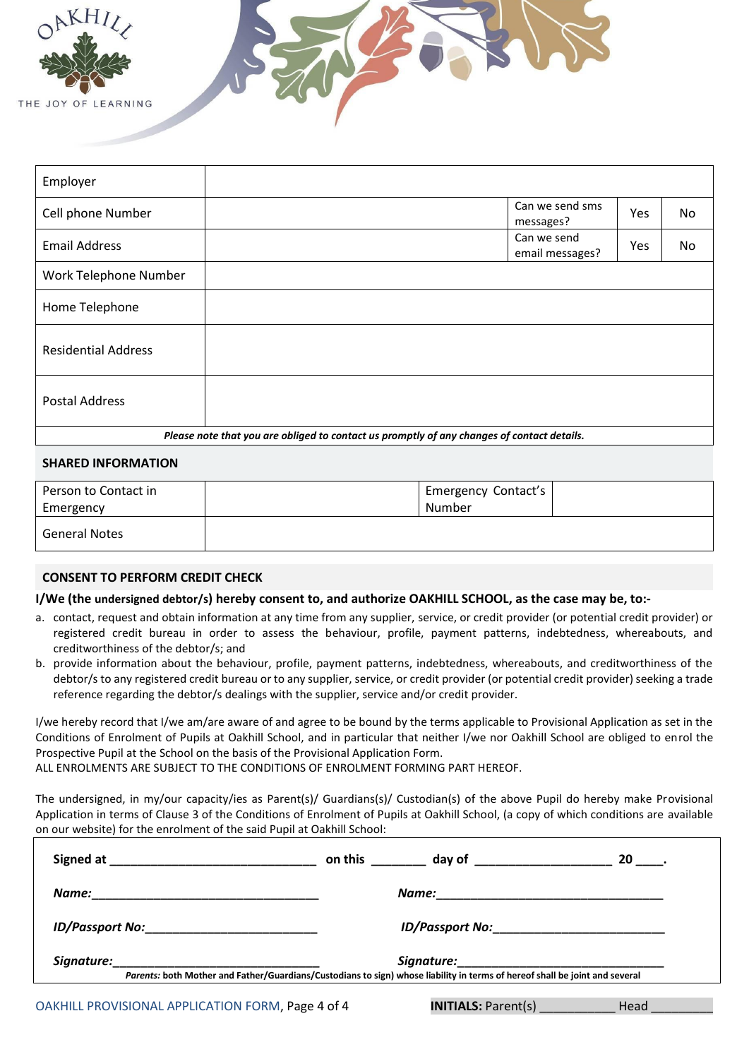OAKHILL

THE JOY OF LEARNING

| | | | | |
|---|---|---|---|---|
| Employer | | | | |
| Cell phone Number | | Can we send sms messages? | Yes | No |
| Email Address | | Can we send email messages? | Yes | No |
| Work Telephone Number | | | | |
| Home Telephone | | | | |
| Residential Address | | | | |
| Postal Address | | | | |

***Please note that you are obliged to contact us promptly of any changes of contact details.***

## SHARED INFORMATION

| | | | |
|---|---|---|---|
| Person to Contact in Emergency | | Emergency Contact's Number | |
| General Notes | | | |

## CONSENT TO PERFORM CREDIT CHECK

**I/We (the undersigned debtor/s) hereby consent to, and authorize OAKHILL SCHOOL, as the case may be, to:-**

a. contact, request and obtain information at any time from any supplier, service, or credit provider (or potential credit provider) or registered credit bureau in order to assess the behaviour, profile, payment patterns, indebtedness, whereabouts, and creditworthiness of the debtor/s; and
b. provide information about the behaviour, profile, payment patterns, indebtedness, whereabouts, and creditworthiness of the debtor/s to any registered credit bureau or to any supplier, service, or credit provider (or potential credit provider) seeking a trade reference regarding the debtor/s dealings with the supplier, service and/or credit provider.

I/we hereby record that I/we am/are aware of and agree to be bound by the terms applicable to Provisional Application as set in the Conditions of Enrolment of Pupils at Oakhill School, and in particular that neither I/we nor Oakhill School are obliged to enrol the Prospective Pupil at the School on the basis of the Provisional Application Form.
ALL ENROLMENTS ARE SUBJECT TO THE CONDITIONS OF ENROLMENT FORMING PART HEREOF.

The undersigned, in my/our capacity/ies as Parent(s)/ Guardians(s)/ Custodian(s) of the above Pupil do hereby make Provisional Application in terms of Clause 3 of the Conditions of Enrolment of Pupils at Oakhill School, (a copy of which conditions are available on our website) for the enrolment of the said Pupil at Oakhill School:

**Signed at ______________________________ on this ________ day of ____________________ 20 ____.**

***Name:*****_________________________________** ***Name:*****_________________________________**

***ID/Passport No:*****_________________________** ***ID/Passport No:*****_________________________**

***Signature:*****______________________________** ***Signature:*****______________________________**

***Parents:*** **both Mother and Father/Guardians/Custodians to sign) whose liability in terms of hereof shall be joint and several**

OAKHILL PROVISIONAL APPLICATION FORM

**INITIALS:** Parent(s) ___________ Head _________